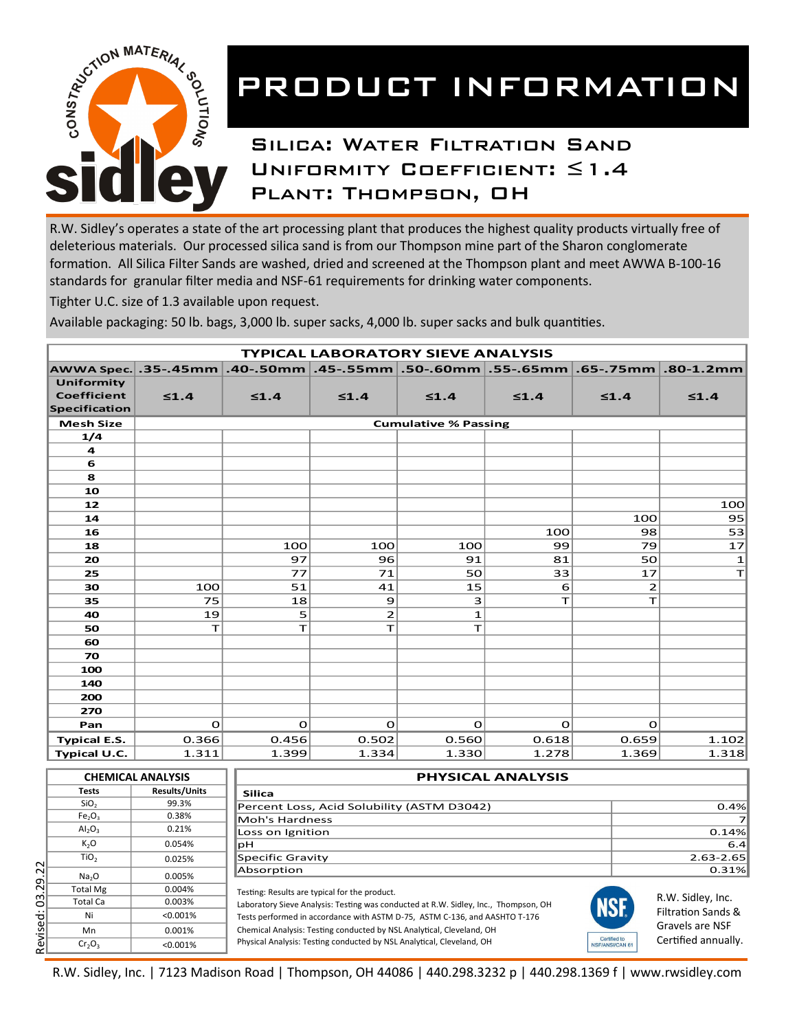# PRODUCT INFORMATION

## Silica: Water Filtration Sand
## Uniformity Coefficient: ≤1.4
## Plant: Thompson, OH

R.W. Sidley's operates a state of the art processing plant that produces the highest quality products virtually free of deleterious materials. Our processed silica sand is from our Thompson mine part of the Sharon conglomerate formation. All Silica Filter Sands are washed, dried and screened at the Thompson plant and meet AWWA B-100-16 standards for granular filter media and NSF-61 requirements for drinking water components.

Tighter U.C. size of 1.3 available upon request.

Available packaging: 50 lb. bags, 3,000 lb. super sacks, 4,000 lb. super sacks and bulk quantities.

**TYPICAL LABORATORY SIEVE ANALYSIS**

| AWWA Spec. | .35-.45mm | .40-.50mm | .45-.55mm | .50-.60mm | .55-.65mm | .65-.75mm | .80-1.2mm |
|---|---|---|---|---|---|---|---|
| Uniformity Coefficient Specification | ≤1.4 | ≤1.4 | ≤1.4 | ≤1.4 | ≤1.4 | ≤1.4 | ≤1.4 |
| Mesh Size | Cumulative % Passing | | | | | | |
| 1/4 | | | | | | | |
| 4 | | | | | | | |
| 6 | | | | | | | |
| 8 | | | | | | | |
| 10 | | | | | | | |
| 12 | | | | | | | 100 |
| 14 | | | | | | 100 | 95 |
| 16 | | | | | 100 | 98 | 53 |
| 18 | | 100 | 100 | 100 | 99 | 79 | 17 |
| 20 | | 97 | 96 | 91 | 81 | 50 | 1 |
| 25 | | 77 | 71 | 50 | 33 | 17 | T |
| 30 | 100 | 51 | 41 | 15 | 6 | 2 | |
| 35 | 75 | 18 | 9 | 3 | T | T | |
| 40 | 19 | 5 | 2 | 1 | | | |
| 50 | T | T | T | T | | | |
| 60 | | | | | | | |
| 70 | | | | | | | |
| 100 | | | | | | | |
| 140 | | | | | | | |
| 200 | | | | | | | |
| 270 | | | | | | | |
| Pan | 0 | 0 | 0 | 0 | 0 | 0 | |
| Typical E.S. | 0.366 | 0.456 | 0.502 | 0.560 | 0.618 | 0.659 | 1.102 |
| Typical U.C. | 1.311 | 1.399 | 1.334 | 1.330 | 1.278 | 1.369 | 1.318 |

**CHEMICAL ANALYSIS**

| Tests | Results/Units |
|---|---|
| $SiO_2$ | 99.3% |
| $Fe_2O_3$ | 0.38% |
| $Al_2O_3$ | 0.21% |
| $K_2O$ | 0.054% |
| $TiO_2$ | 0.025% |
| $Na_2O$ | 0.005% |
| Total Mg | 0.004% |
| Total Ca | 0.003% |
| Ni | <0.001% |
| Mn | 0.001% |
| $Cr_2O_3$ | <0.001% |

**PHYSICAL ANALYSIS**

| Silica | |
|---|---|
| Percent Loss, Acid Solubility (ASTM D3042) | 0.4% |
| Moh's Hardness | 7 |
| Loss on Ignition | 0.14% |
| pH | 6.4 |
| Specific Gravity | 2.63-2.65 |
| Absorption | 0.31% |

Testing: Results are typical for the product.
Laboratory Sieve Analysis: Testing was conducted at R.W. Sidley, Inc., Thompson, OH
Tests performed in accordance with ASTM D-75, ASTM C-136, and AASHTO T-176
Chemical Analysis: Testing conducted by NSL Analytical, Cleveland, OH
Physical Analysis: Testing conducted by NSL Analytical, Cleveland, OH

NSF Certified to NSF/ANSI/CAN 61

R.W. Sidley, Inc. Filtration Sands & Gravels are NSF Certified annually.

Revised: 03.29.22

R.W. Sidley, Inc. | 7123 Madison Road | Thompson, OH 44086 | 440.298.3232 p | 440.298.1369 f | www.rwsidley.com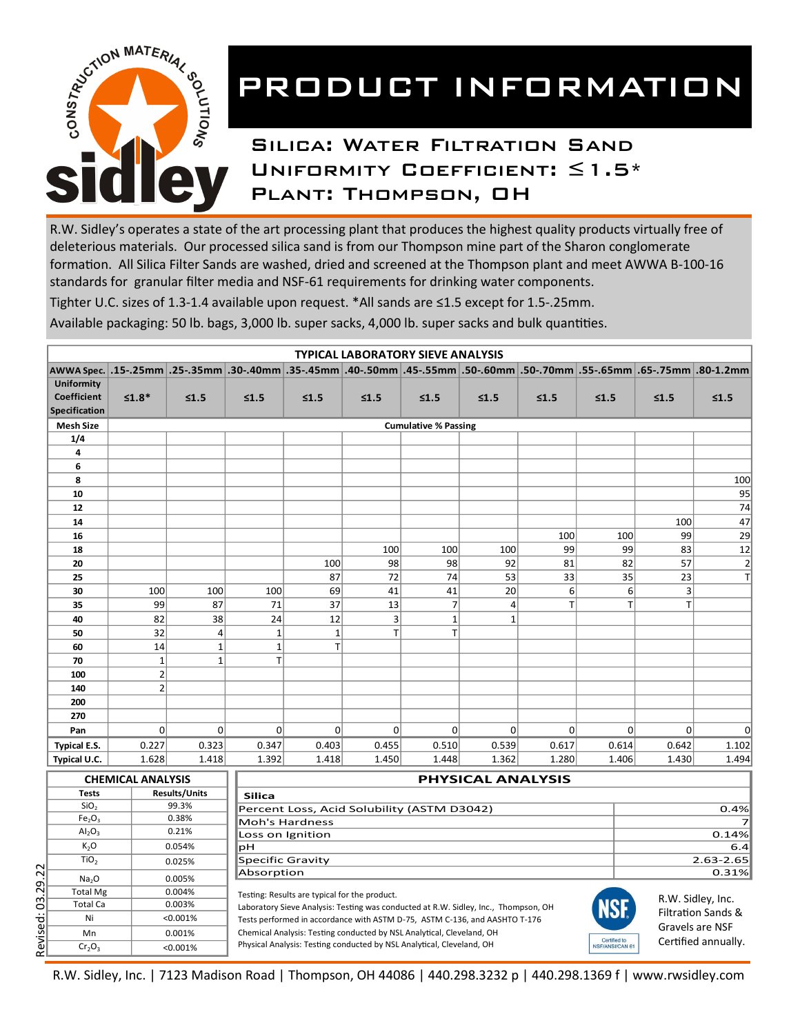# PRODUCT INFORMATION

## Silica: Water Filtration Sand
## Uniformity Coefficient: ≤1.5*
## Plant: Thompson, OH

R.W. Sidley's operates a state of the art processing plant that produces the highest quality products virtually free of deleterious materials. Our processed silica sand is from our Thompson mine part of the Sharon conglomerate formation. All Silica Filter Sands are washed, dried and screened at the Thompson plant and meet AWWA B-100-16 standards for granular filter media and NSF-61 requirements for drinking water components.

Tighter U.C. sizes of 1.3-1.4 available upon request. *All sands are ≤1.5 except for 1.5-.25mm.

Available packaging: 50 lb. bags, 3,000 lb. super sacks, 4,000 lb. super sacks and bulk quantities.

**TYPICAL LABORATORY SIEVE ANALYSIS**

| AWWA Spec. | .15-.25mm | .25-.35mm | .30-.40mm | .35-.45mm | .40-.50mm | .45-.55mm | .50-.60mm | .50-.70mm | .55-.65mm | .65-.75mm | .80-1.2mm |
|---|---|---|---|---|---|---|---|---|---|---|---|
| **Uniformity Coefficient Specification** | ≤1.8* | ≤1.5 | ≤1.5 | ≤1.5 | ≤1.5 | ≤1.5 | ≤1.5 | ≤1.5 | ≤1.5 | ≤1.5 | ≤1.5 |
| **Mesh Size** | **Cumulative % Passing** | | | | | | | | | | |
| **1/4** | | | | | | | | | | | |
| **4** | | | | | | | | | | | |
| **6** | | | | | | | | | | | |
| **8** | | | | | | | | | | | 100 |
| **10** | | | | | | | | | | | 95 |
| **12** | | | | | | | | | | | 74 |
| **14** | | | | | | | | | | 100 | 47 |
| **16** | | | | | | | | 100 | 100 | 99 | 29 |
| **18** | | | | | 100 | 100 | 100 | 99 | 99 | 83 | 12 |
| **20** | | | | 100 | 98 | 98 | 92 | 81 | 82 | 57 | 2 |
| **25** | | | | 87 | 72 | 74 | 53 | 33 | 35 | 23 | T |
| **30** | 100 | 100 | 100 | 69 | 41 | 41 | 20 | 6 | 6 | 3 | |
| **35** | 99 | 87 | 71 | 37 | 13 | 7 | 4 | T | T | T | |
| **40** | 82 | 38 | 24 | 12 | 3 | 1 | 1 | | | | |
| **50** | 32 | 4 | 1 | 1 | T | T | | | | | |
| **60** | 14 | 1 | 1 | T | | | | | | | |
| **70** | 1 | 1 | T | | | | | | | | |
| **100** | 2 | | | | | | | | | | |
| **140** | 2 | | | | | | | | | | |
| **200** | | | | | | | | | | | |
| **270** | | | | | | | | | | | |
| **Pan** | 0 | 0 | 0 | 0 | 0 | 0 | 0 | 0 | 0 | 0 | 0 |
| **Typical E.S.** | 0.227 | 0.323 | 0.347 | 0.403 | 0.455 | 0.510 | 0.539 | 0.617 | 0.614 | 0.642 | 1.102 |
| **Typical U.C.** | 1.628 | 1.418 | 1.392 | 1.418 | 1.450 | 1.448 | 1.362 | 1.280 | 1.406 | 1.430 | 1.494 |

**CHEMICAL ANALYSIS**

| Tests | Results/Units |
|---|---|
| $SiO_2$ | 99.3% |
| $Fe_2O_3$ | 0.38% |
| $Al_2O_3$ | 0.21% |
| $K_2O$ | 0.054% |
| $TiO_2$ | 0.025% |
| $Na_2O$ | 0.005% |
| Total Mg | 0.004% |
| Total Ca | 0.003% |
| Ni | <0.001% |
| Mn | 0.001% |
| $Cr_2O_3$ | <0.001% |

**PHYSICAL ANALYSIS**

| Silica | |
|---|---|
| Percent Loss, Acid Solubility (ASTM D3042) | 0.4% |
| Moh's Hardness | 7 |
| Loss on Ignition | 0.14% |
| pH | 6.4 |
| Specific Gravity | 2.63-2.65 |
| Absorption | 0.31% |

Testing: Results are typical for the product.
Laboratory Sieve Analysis: Testing was conducted at R.W. Sidley, Inc., Thompson, OH
Tests performed in accordance with ASTM D-75, ASTM C-136, and AASHTO T-176
Chemical Analysis: Testing conducted by NSL Analytical, Cleveland, OH
Physical Analysis: Testing conducted by NSL Analytical, Cleveland, OH

NSF Certified to NSF/ANSI/CAN 61

R.W. Sidley, Inc. Filtration Sands & Gravels are NSF Certified annually.

Revised: 03.29.22

R.W. Sidley, Inc. | 7123 Madison Road | Thompson, OH 44086 | 440.298.3232 p | 440.298.1369 f | www.rwsidley.com